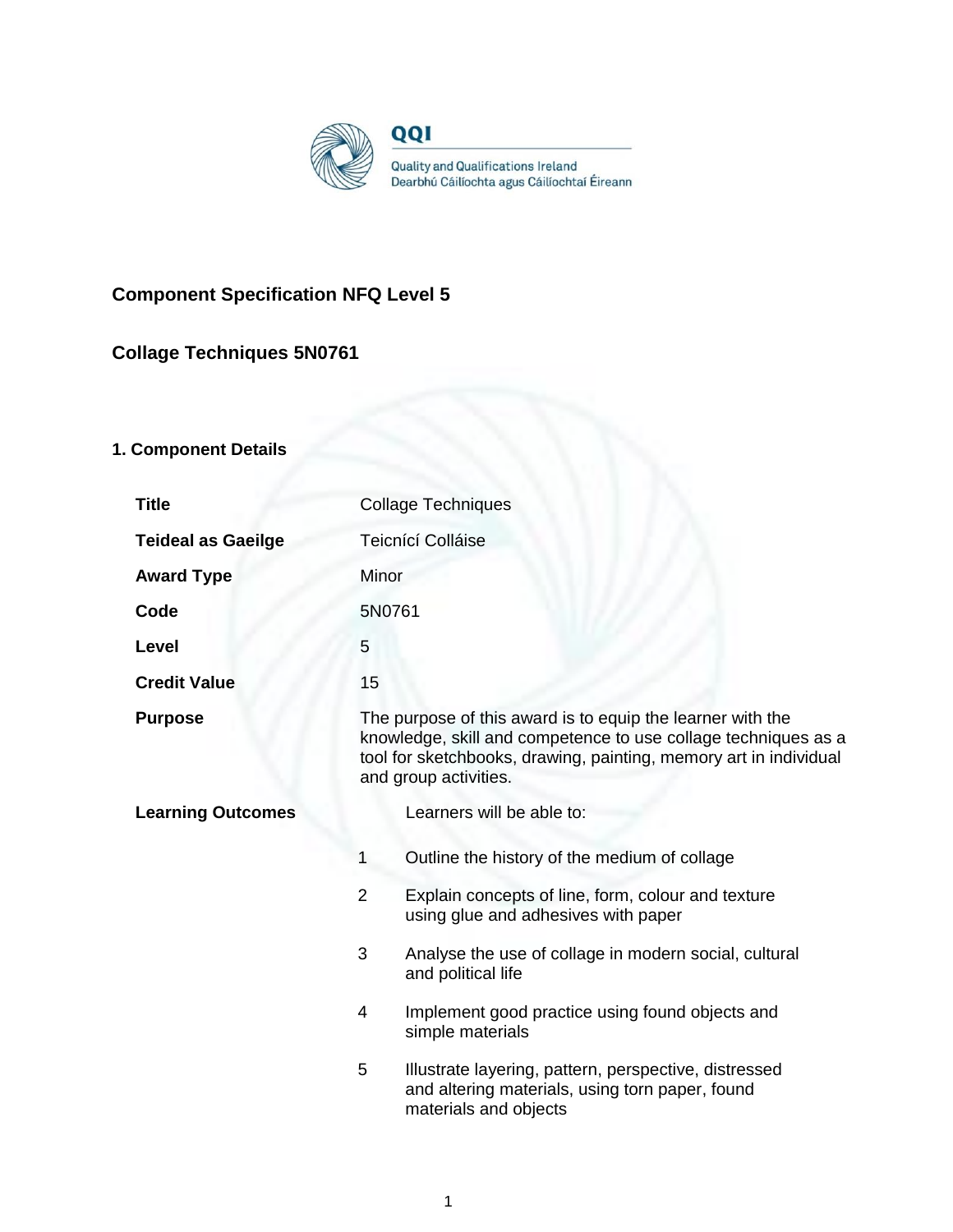QQI

Quality and Qualifications Ireland
Dearbhú Cáilíochta agus Cáilíochtaí Éireann

## Component Specification NFQ Level 5

## Collage Techniques 5N0761

### 1. Component Details

| | |
|---|---|
| **Title** | Collage Techniques |
| **Teideal as Gaeilge** | Teicnící Colláise |
| **Award Type** | Minor |
| **Code** | 5N0761 |
| **Level** | 5 |
| **Credit Value** | 15 |
| **Purpose** | The purpose of this award is to equip the learner with the knowledge, skill and competence to use collage techniques as a tool for sketchbooks, drawing, painting, memory art in individual and group activities. |
| **Learning Outcomes** | Learners will be able to: |

1. Outline the history of the medium of collage
2. Explain concepts of line, form, colour and texture using glue and adhesives with paper
3. Analyse the use of collage in modern social, cultural and political life
4. Implement good practice using found objects and simple materials
5. Illustrate layering, pattern, perspective, distressed and altering materials, using torn paper, found materials and objects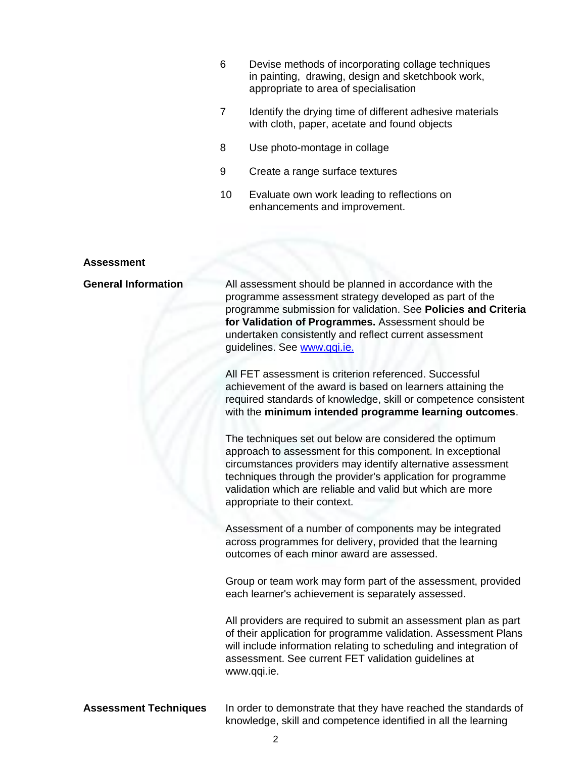6. Devise methods of incorporating collage techniques in painting, drawing, design and sketchbook work, appropriate to area of specialisation
7. Identify the drying time of different adhesive materials with cloth, paper, acetate and found objects
8. Use photo-montage in collage
9. Create a range surface textures
10. Evaluate own work leading to reflections on enhancements and improvement.

## Assessment

### General Information

All assessment should be planned in accordance with the programme assessment strategy developed as part of the programme submission for validation. See **Policies and Criteria for Validation of Programmes.** Assessment should be undertaken consistently and reflect current assessment guidelines. See [www.qqi.ie.](http://www.qqi.ie)

All FET assessment is criterion referenced. Successful achievement of the award is based on learners attaining the required standards of knowledge, skill or competence consistent with the **minimum intended programme learning outcomes**.

The techniques set out below are considered the optimum approach to assessment for this component. In exceptional circumstances providers may identify alternative assessment techniques through the provider's application for programme validation which are reliable and valid but which are more appropriate to their context.

Assessment of a number of components may be integrated across programmes for delivery, provided that the learning outcomes of each minor award are assessed.

Group or team work may form part of the assessment, provided each learner's achievement is separately assessed.

All providers are required to submit an assessment plan as part of their application for programme validation. Assessment Plans will include information relating to scheduling and integration of assessment. See current FET validation guidelines at www.qqi.ie.

### Assessment Techniques

In order to demonstrate that they have reached the standards of knowledge, skill and competence identified in all the learning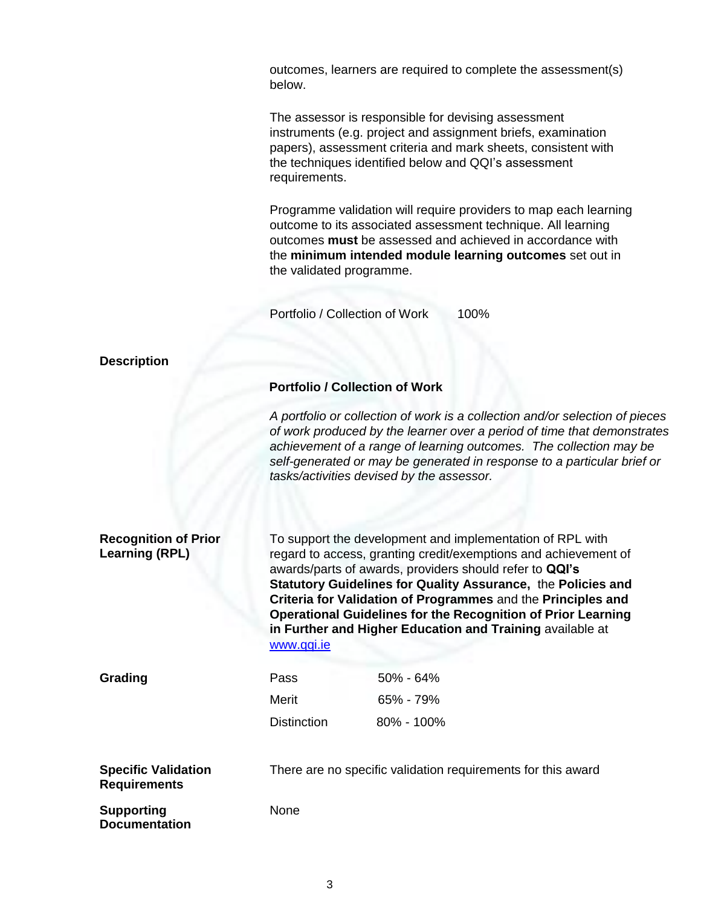outcomes, learners are required to complete the assessment(s) below.

The assessor is responsible for devising assessment instruments (e.g. project and assignment briefs, examination papers), assessment criteria and mark sheets, consistent with the techniques identified below and QQI's assessment requirements.

Programme validation will require providers to map each learning outcome to its associated assessment technique. All learning outcomes **must** be assessed and achieved in accordance with the **minimum intended module learning outcomes** set out in the validated programme.

| | |
|---|---|
| Portfolio / Collection of Work | 100% |

**Description**

**Portfolio / Collection of Work**

*A portfolio or collection of work is a collection and/or selection of pieces of work produced by the learner over a period of time that demonstrates achievement of a range of learning outcomes. The collection may be self-generated or may be generated in response to a particular brief or tasks/activities devised by the assessor.*

**Recognition of Prior Learning (RPL)**

To support the development and implementation of RPL with regard to access, granting credit/exemptions and achievement of awards/parts of awards, providers should refer to **QQI's Statutory Guidelines for Quality Assurance,** the **Policies and Criteria for Validation of Programmes** and the **Principles and Operational Guidelines for the Recognition of Prior Learning in Further and Higher Education and Training** available at [www.qqi.ie](http://www.qqi.ie)

**Grading**

| | |
|---|---|
| Pass | 50% - 64% |
| Merit | 65% - 79% |
| Distinction | 80% - 100% |

**Specific Validation Requirements**

There are no specific validation requirements for this award

**Supporting Documentation**

None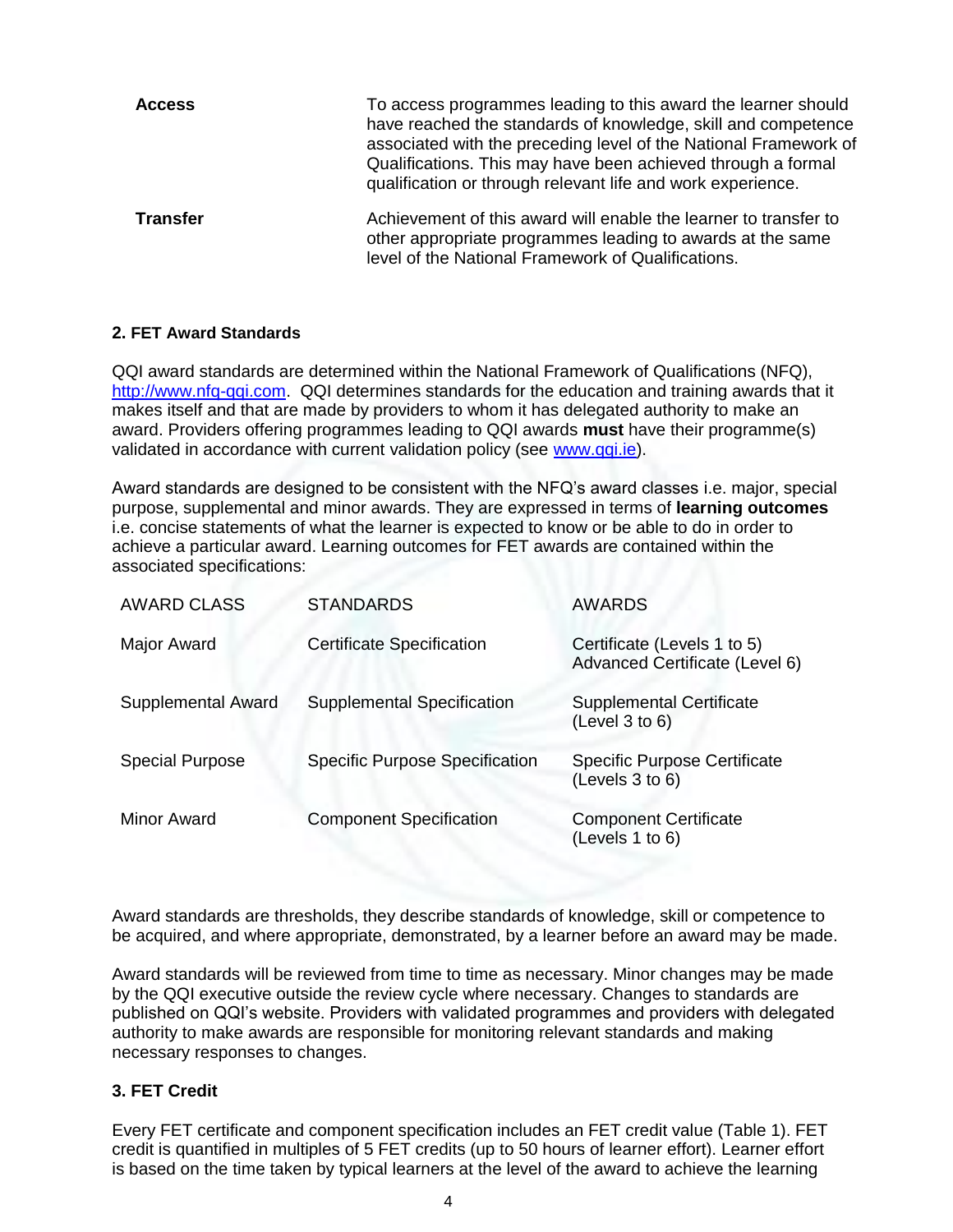| | |
|---|---|
| **Access** | To access programmes leading to this award the learner should have reached the standards of knowledge, skill and competence associated with the preceding level of the National Framework of Qualifications. This may have been achieved through a formal qualification or through relevant life and work experience. |
| **Transfer** | Achievement of this award will enable the learner to transfer to other appropriate programmes leading to awards at the same level of the National Framework of Qualifications. |

## 2. FET Award Standards

QQI award standards are determined within the National Framework of Qualifications (NFQ), [http://www.nfq-qqi.com](http://www.nfq-qqi.com). QQI determines standards for the education and training awards that it makes itself and that are made by providers to whom it has delegated authority to make an award. Providers offering programmes leading to QQI awards **must** have their programme(s) validated in accordance with current validation policy (see [www.qqi.ie](www.qqi.ie)).

Award standards are designed to be consistent with the NFQ's award classes i.e. major, special purpose, supplemental and minor awards. They are expressed in terms of **learning outcomes** i.e. concise statements of what the learner is expected to know or be able to do in order to achieve a particular award. Learning outcomes for FET awards are contained within the associated specifications:

| AWARD CLASS | STANDARDS | AWARDS |
|---|---|---|
| Major Award | Certificate Specification | Certificate (Levels 1 to 5)<br>Advanced Certificate (Level 6) |
| Supplemental Award | Supplemental Specification | Supplemental Certificate (Level 3 to 6) |
| Special Purpose | Specific Purpose Specification | Specific Purpose Certificate (Levels 3 to 6) |
| Minor Award | Component Specification | Component Certificate (Levels 1 to 6) |

Award standards are thresholds, they describe standards of knowledge, skill or competence to be acquired, and where appropriate, demonstrated, by a learner before an award may be made.

Award standards will be reviewed from time to time as necessary. Minor changes may be made by the QQI executive outside the review cycle where necessary. Changes to standards are published on QQI's website. Providers with validated programmes and providers with delegated authority to make awards are responsible for monitoring relevant standards and making necessary responses to changes.

## 3. FET Credit

Every FET certificate and component specification includes an FET credit value (Table 1). FET credit is quantified in multiples of 5 FET credits (up to 50 hours of learner effort). Learner effort is based on the time taken by typical learners at the level of the award to achieve the learning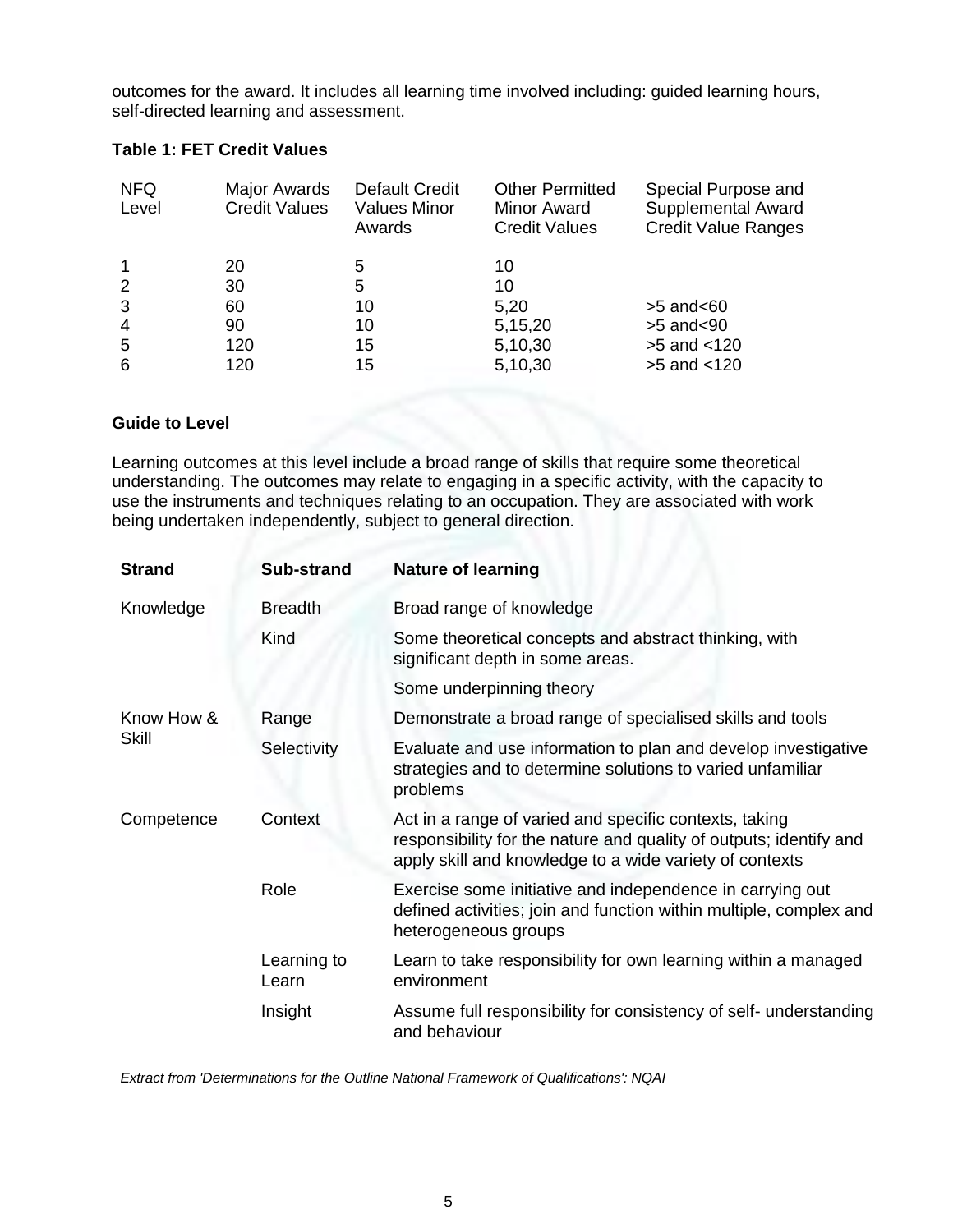outcomes for the award. It includes all learning time involved including: guided learning hours, self-directed learning and assessment.

**Table 1: FET Credit Values**

| NFQ Level | Major Awards Credit Values | Default Credit Values Minor Awards | Other Permitted Minor Award Credit Values | Special Purpose and Supplemental Award Credit Value Ranges |
|---|---|---|---|---|
| 1 | 20 | 5 | 10 | |
| 2 | 30 | 5 | 10 | |
| 3 | 60 | 10 | 5,20 | >5 and<60 |
| 4 | 90 | 10 | 5,15,20 | >5 and<90 |
| 5 | 120 | 15 | 5,10,30 | >5 and <120 |
| 6 | 120 | 15 | 5,10,30 | >5 and <120 |

**Guide to Level**

Learning outcomes at this level include a broad range of skills that require some theoretical understanding. The outcomes may relate to engaging in a specific activity, with the capacity to use the instruments and techniques relating to an occupation. They are associated with work being undertaken independently, subject to general direction.

| Strand | Sub-strand | Nature of learning |
|---|---|---|
| Knowledge | Breadth | Broad range of knowledge |
| | Kind | Some theoretical concepts and abstract thinking, with significant depth in some areas. |
| | | Some underpinning theory |
| Know How & Skill | Range | Demonstrate a broad range of specialised skills and tools |
| | Selectivity | Evaluate and use information to plan and develop investigative strategies and to determine solutions to varied unfamiliar problems |
| Competence | Context | Act in a range of varied and specific contexts, taking responsibility for the nature and quality of outputs; identify and apply skill and knowledge to a wide variety of contexts |
| | Role | Exercise some initiative and independence in carrying out defined activities; join and function within multiple, complex and heterogeneous groups |
| | Learning to Learn | Learn to take responsibility for own learning within a managed environment |
| | Insight | Assume full responsibility for consistency of self- understanding and behaviour |

*Extract from 'Determinations for the Outline National Framework of Qualifications': NQAI*